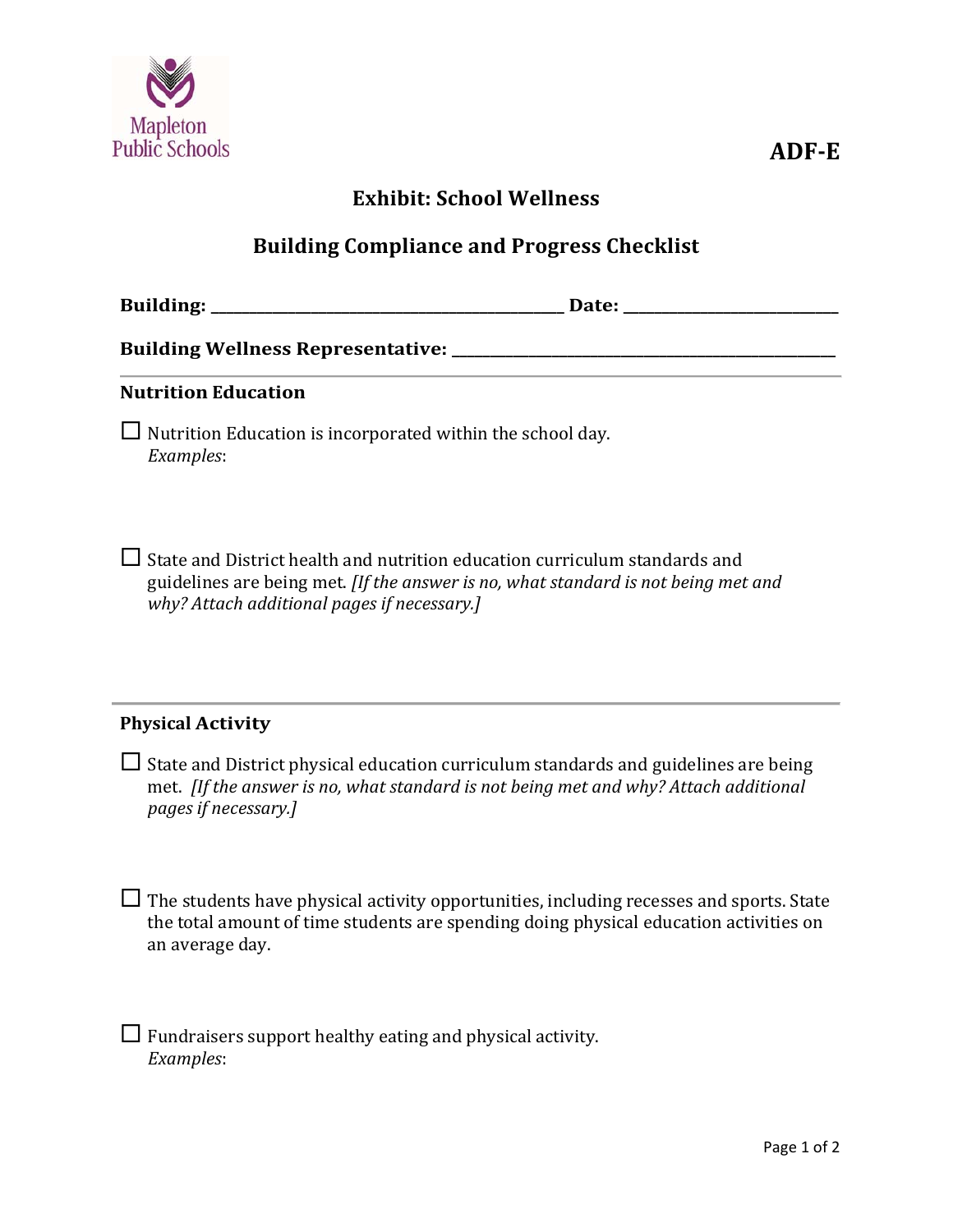Mapleton Public Schools

**ADF-E**

## Exhibit: School Wellness

## Building Compliance and Progress Checklist

**Building: \_\_\_\_\_\_\_\_\_\_\_\_\_\_\_\_\_\_\_\_\_\_\_\_\_\_\_\_\_\_\_\_\_\_\_\_\_\_\_\_\_\_\_\_ Date: \_\_\_\_\_\_\_\_\_\_\_\_\_\_\_\_\_\_\_\_\_\_\_\_\_\_\_**

**Building Wellness Representative: \_\_\_\_\_\_\_\_\_\_\_\_\_\_\_\_\_\_\_\_\_\_\_\_\_\_\_\_\_\_\_\_\_\_\_\_\_\_\_\_\_\_\_\_\_\_\_\_\_\_**

---

### Nutrition Education

☐ Nutrition Education is incorporated within the school day.
*Examples*:

☐ State and District health and nutrition education curriculum standards and guidelines are being met. *[If the answer is no, what standard is not being met and why? Attach additional pages if necessary.]*

---

### Physical Activity

☐ State and District physical education curriculum standards and guidelines are being met. *[If the answer is no, what standard is not being met and why? Attach additional pages if necessary.]*

☐ The students have physical activity opportunities, including recesses and sports. State the total amount of time students are spending doing physical education activities on an average day.

☐ Fundraisers support healthy eating and physical activity.
*Examples*: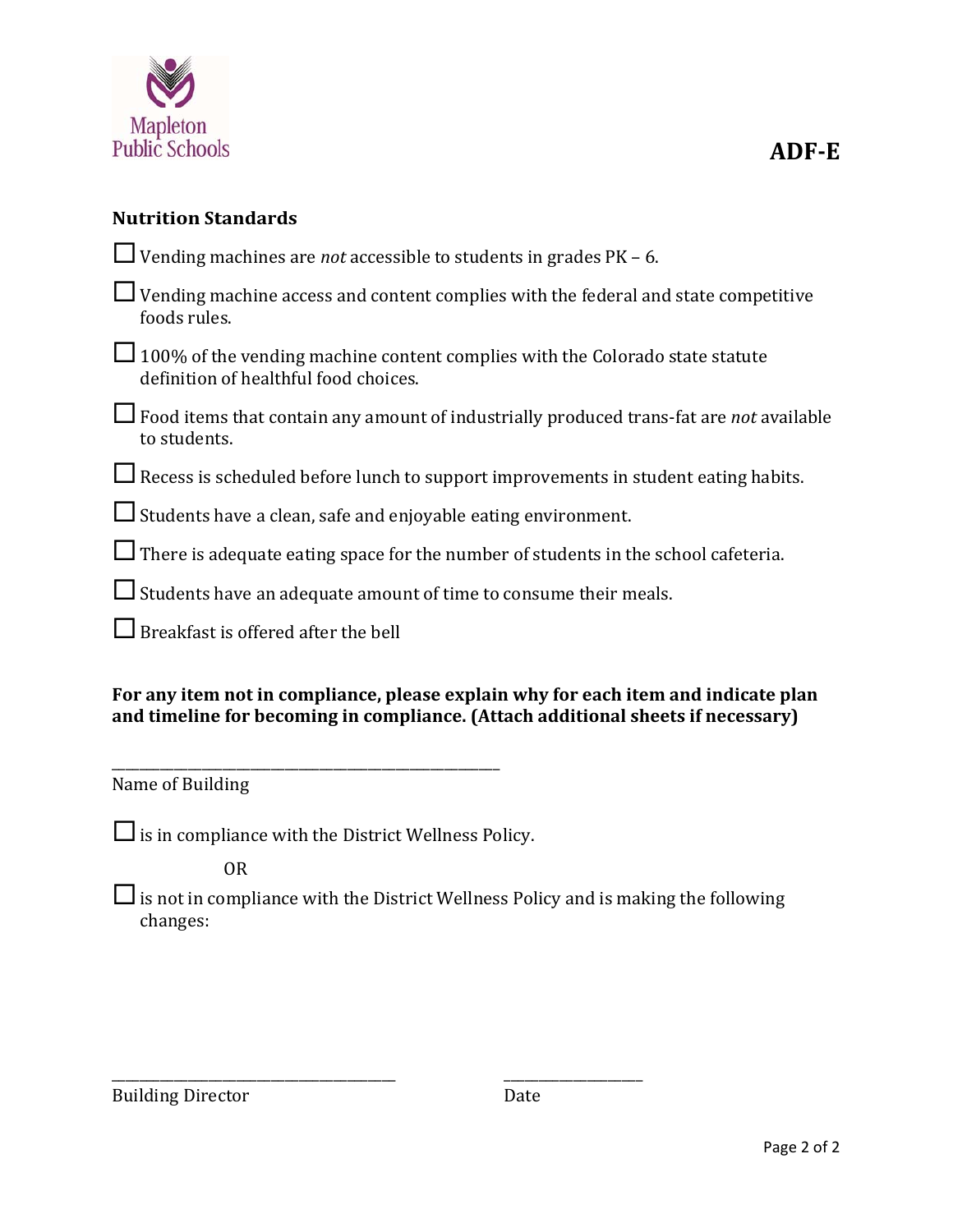ADF-E

**Nutrition Standards**

☐ Vending machines are *not* accessible to students in grades PK – 6.

☐ Vending machine access and content complies with the federal and state competitive foods rules.

☐ 100% of the vending machine content complies with the Colorado state statute definition of healthful food choices.

☐ Food items that contain any amount of industrially produced trans-fat are *not* available to students.

☐ Recess is scheduled before lunch to support improvements in student eating habits.

☐ Students have a clean, safe and enjoyable eating environment.

☐ There is adequate eating space for the number of students in the school cafeteria.

☐ Students have an adequate amount of time to consume their meals.

☐ Breakfast is offered after the bell

**For any item not in compliance, please explain why for each item and indicate plan and timeline for becoming in compliance. (Attach additional sheets if necessary)**

\_\_\_\_\_\_\_\_\_\_\_\_\_\_\_\_\_\_\_\_\_\_\_\_\_\_\_\_\_\_\_\_\_\_\_\_\_\_\_\_\_\_\_\_\_\_\_\_

Name of Building

☐ is in compliance with the District Wellness Policy.

OR

☐ is not in compliance with the District Wellness Policy and is making the following changes:

\_\_\_\_\_\_\_\_\_\_\_\_\_\_\_\_\_\_\_\_\_\_\_\_\_\_\_\_\_\_\_\_\_\_\_\_\_\_ \_\_\_\_\_\_\_\_\_\_\_\_\_\_\_\_\_\_\_

Building Director Date